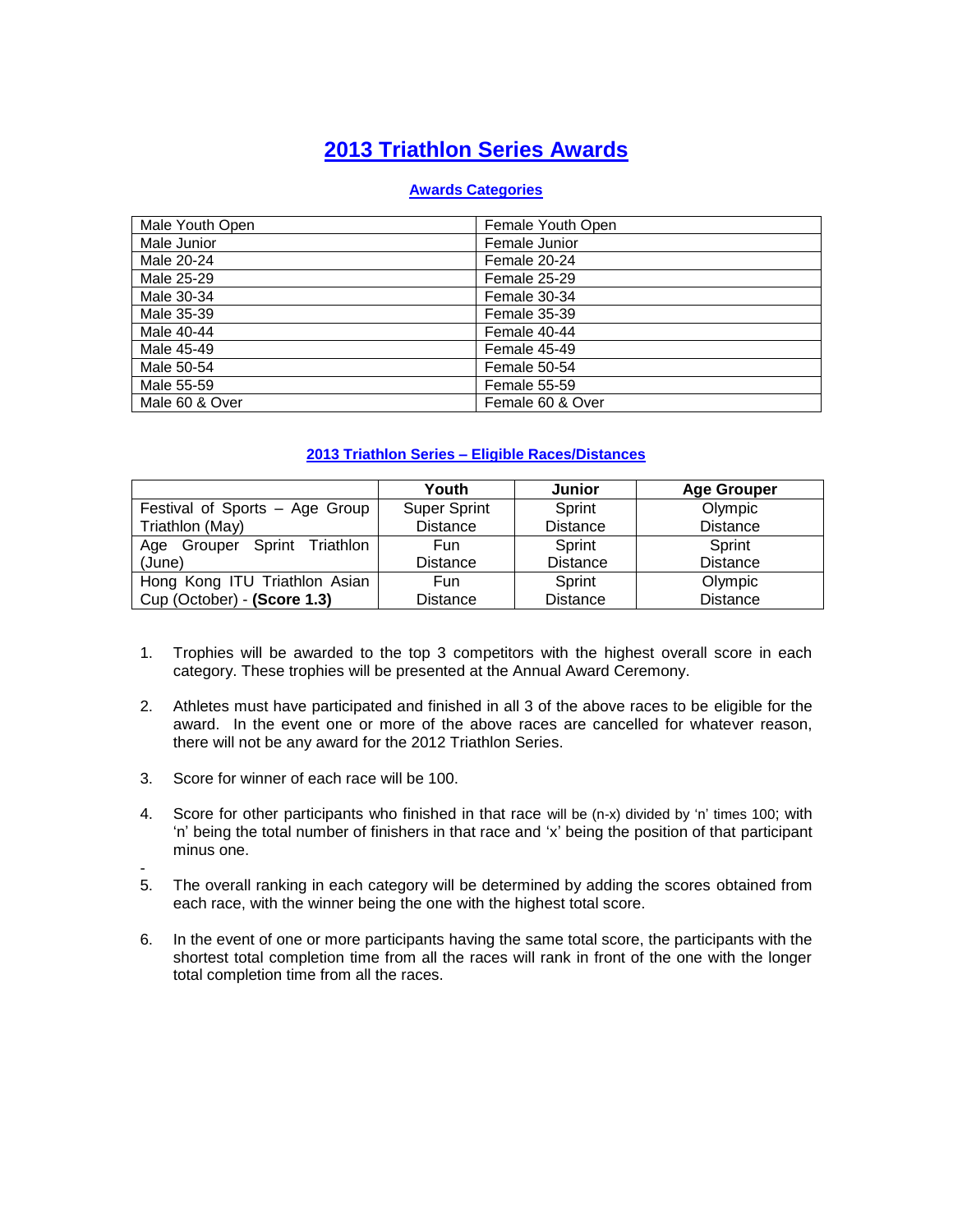# 2013 Triathlon Series Awards

### Awards Categories

| | |
|---|---|
| Male Youth Open | Female Youth Open |
| Male Junior | Female Junior |
| Male 20-24 | Female 20-24 |
| Male 25-29 | Female 25-29 |
| Male 30-34 | Female 30-34 |
| Male 35-39 | Female 35-39 |
| Male 40-44 | Female 40-44 |
| Male 45-49 | Female 45-49 |
| Male 50-54 | Female 50-54 |
| Male 55-59 | Female 55-59 |
| Male 60 & Over | Female 60 & Over |

### 2013 Triathlon Series – Eligible Races/Distances

| | Youth | Junior | Age Grouper |
|---|---|---|---|
| Festival of Sports – Age Group Triathlon (May) | Super Sprint Distance | Sprint Distance | Olympic Distance |
| Age Grouper Sprint Triathlon (June) | Fun Distance | Sprint Distance | Sprint Distance |
| Hong Kong ITU Triathlon Asian Cup (October) - **(Score 1.3)** | Fun Distance | Sprint Distance | Olympic Distance |

1. Trophies will be awarded to the top 3 competitors with the highest overall score in each category. These trophies will be presented at the Annual Award Ceremony.

2. Athletes must have participated and finished in all 3 of the above races to be eligible for the award. In the event one or more of the above races are cancelled for whatever reason, there will not be any award for the 2012 Triathlon Series.

3. Score for winner of each race will be 100.

4. Score for other participants who finished in that race will be (n-x) divided by 'n' times 100; with 'n' being the total number of finishers in that race and 'x' being the position of that participant minus one.

-

5. The overall ranking in each category will be determined by adding the scores obtained from each race, with the winner being the one with the highest total score.

6. In the event of one or more participants having the same total score, the participants with the shortest total completion time from all the races will rank in front of the one with the longer total completion time from all the races.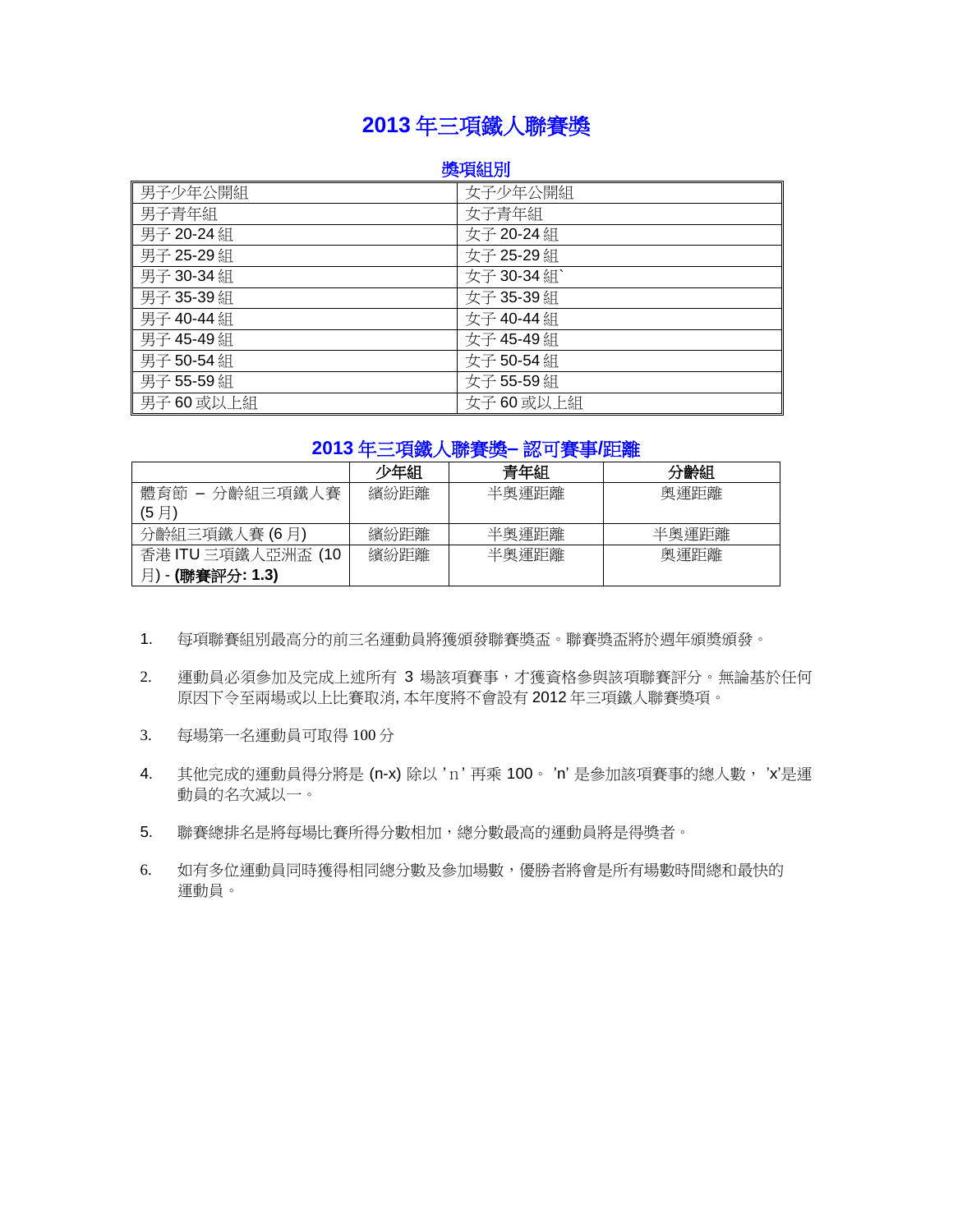# 2013 年三項鐵人聯賽獎

## 獎項組別

| | |
|---|---|
| 男子少年公開組 | 女子少年公開組 |
| 男子青年組 | 女子青年組 |
| 男子 20-24 組 | 女子 20-24 組 |
| 男子 25-29 組 | 女子 25-29 組 |
| 男子 30-34 組 | 女子 30-34 組` |
| 男子 35-39 組 | 女子 35-39 組 |
| 男子 40-44 組 | 女子 40-44 組 |
| 男子 45-49 組 | 女子 45-49 組 |
| 男子 50-54 組 | 女子 50-54 組 |
| 男子 55-59 組 | 女子 55-59 組 |
| 男子 60 或以上組 | 女子 60 或以上組 |

## 2013 年三項鐵人聯賽獎– 認可賽事/距離

| | 少年組 | 青年組 | 分齡組 |
|---|---|---|---|
| 體育節 – 分齡組三項鐵人賽 (5 月) | 繽紛距離 | 半奧運距離 | 奧運距離 |
| 分齡組三項鐵人賽 (6 月) | 繽紛距離 | 半奧運距離 | 半奧運距離 |
| 香港 ITU 三項鐵人亞洲盃 (10 月) - **(聯賽評分: 1.3)** | 繽紛距離 | 半奧運距離 | 奧運距離 |

1. 每項聯賽組別最高分的前三名運動員將獲頒發聯賽獎盃。聯賽獎盃將於週年頒獎頒發。
2. 運動員必須參加及完成上述所有 3 場該項賽事，才獲資格參與該項聯賽評分。無論基於任何原因下令至兩場或以上比賽取消, 本年度將不會設有 2012 年三項鐵人聯賽獎項。
3. 每場第一名運動員可取得 100 分
4. 其他完成的運動員得分將是 (n-x) 除以 'n' 再乘 100。 'n' 是參加該項賽事的總人數， 'x'是運動員的名次減以一。
5. 聯賽總排名是將每場比賽所得分數相加，總分數最高的運動員將是得獎者。
6. 如有多位運動員同時獲得相同總分數及參加場數，優勝者將會是所有場數時間總和最快的運動員。